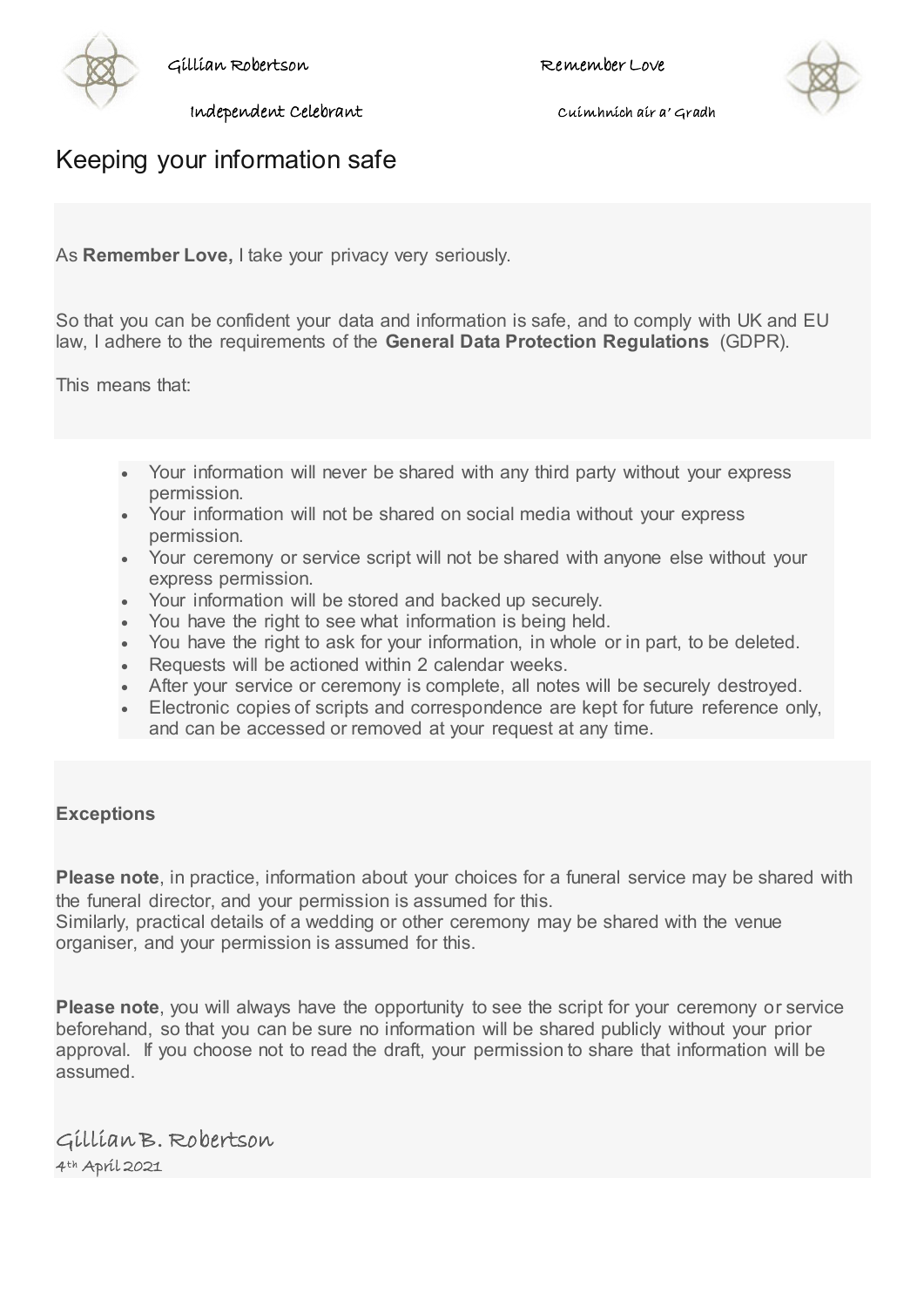Gillian Robertson — Remember Love

Independent Celebrant — Cuimhnich air a' Gradh

# Keeping your information safe

As **Remember Love,** I take your privacy very seriously.

So that you can be confident your data and information is safe, and to comply with UK and EU law, I adhere to the requirements of the **General Data Protection Regulations** (GDPR).

This means that:

- Your information will never be shared with any third party without your express permission.
- Your information will not be shared on social media without your express permission.
- Your ceremony or service script will not be shared with anyone else without your express permission.
- Your information will be stored and backed up securely.
- You have the right to see what information is being held.
- You have the right to ask for your information, in whole or in part, to be deleted.
- Requests will be actioned within 2 calendar weeks.
- After your service or ceremony is complete, all notes will be securely destroyed.
- Electronic copies of scripts and correspondence are kept for future reference only, and can be accessed or removed at your request at any time.

**Exceptions**

**Please note**, in practice, information about your choices for a funeral service may be shared with the funeral director, and your permission is assumed for this.
Similarly, practical details of a wedding or other ceremony may be shared with the venue organiser, and your permission is assumed for this.

**Please note**, you will always have the opportunity to see the script for your ceremony or service beforehand, so that you can be sure no information will be shared publicly without your prior approval. If you choose not to read the draft, your permission to share that information will be assumed.

Gillian B. Robertson
4th April 2021